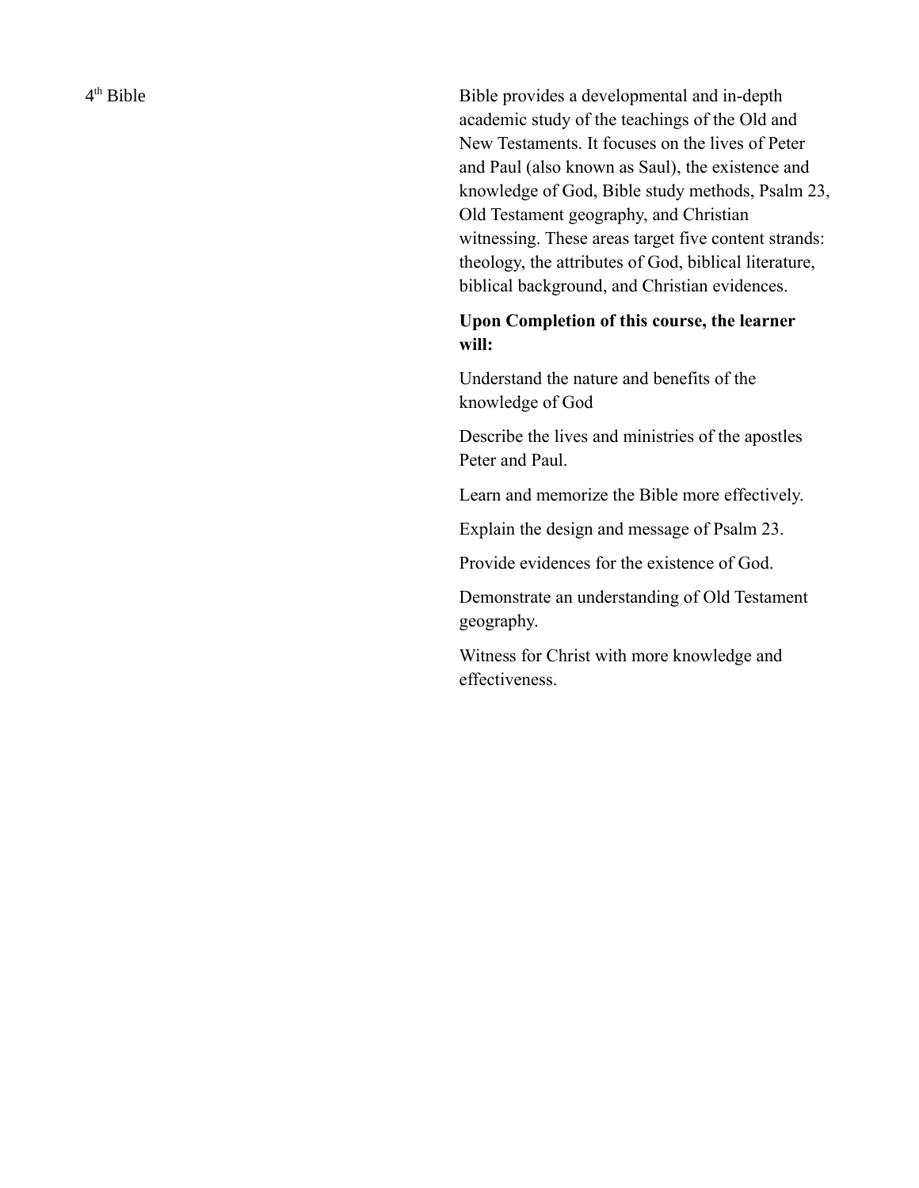4th Bible

Bible provides a developmental and in-depth academic study of the teachings of the Old and New Testaments. It focuses on the lives of Peter and Paul (also known as Saul), the existence and knowledge of God, Bible study methods, Psalm 23, Old Testament geography, and Christian witnessing. These areas target five content strands: theology, the attributes of God, biblical literature, biblical background, and Christian evidences.

**Upon Completion of this course, the learner will:**

Understand the nature and benefits of the knowledge of God

Describe the lives and ministries of the apostles Peter and Paul.

Learn and memorize the Bible more effectively.

Explain the design and message of Psalm 23.

Provide evidences for the existence of God.

Demonstrate an understanding of Old Testament geography.

Witness for Christ with more knowledge and effectiveness.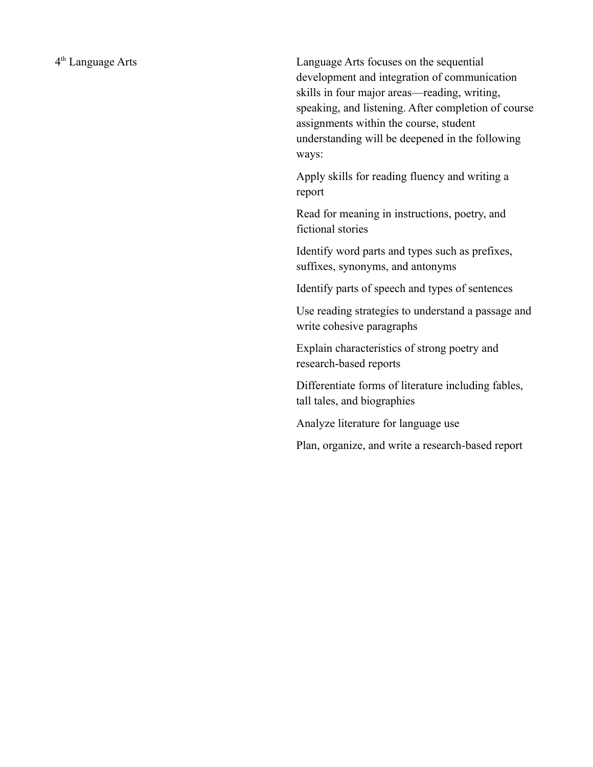| | |
|---|---|
| 4th Language Arts | Language Arts focuses on the sequential development and integration of communication skills in four major areas—reading, writing, speaking, and listening. After completion of course assignments within the course, student understanding will be deepened in the following ways:<br><br>Apply skills for reading fluency and writing a report<br><br>Read for meaning in instructions, poetry, and fictional stories<br><br>Identify word parts and types such as prefixes, suffixes, synonyms, and antonyms<br><br>Identify parts of speech and types of sentences<br><br>Use reading strategies to understand a passage and write cohesive paragraphs<br><br>Explain characteristics of strong poetry and research-based reports<br><br>Differentiate forms of literature including fables, tall tales, and biographies<br><br>Analyze literature for language use<br><br>Plan, organize, and write a research-based report |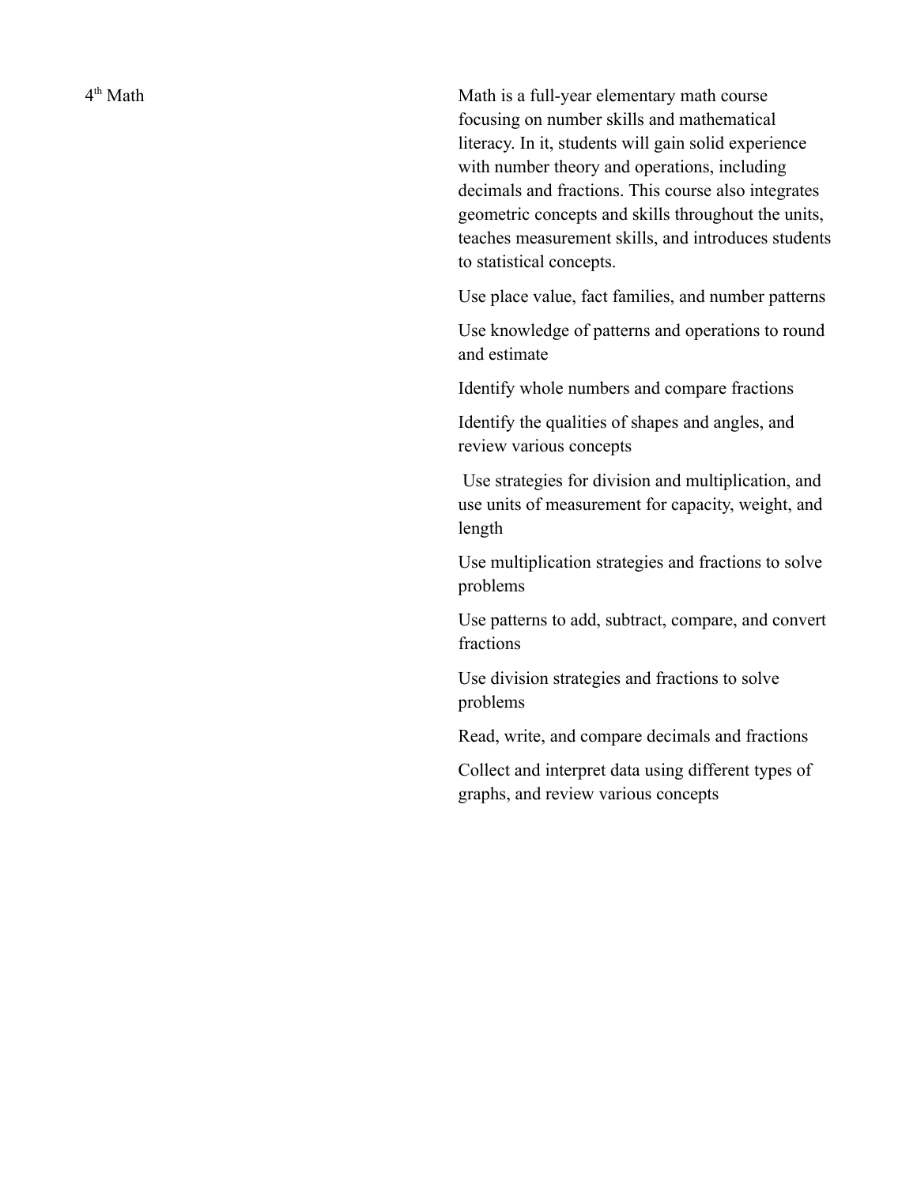| 4th Math | Math is a full-year elementary math course focusing on number skills and mathematical literacy. In it, students will gain solid experience with number theory and operations, including decimals and fractions. This course also integrates geometric concepts and skills throughout the units, teaches measurement skills, and introduces students to statistical concepts.<br><br>Use place value, fact families, and number patterns<br><br>Use knowledge of patterns and operations to round and estimate<br><br>Identify whole numbers and compare fractions<br><br>Identify the qualities of shapes and angles, and review various concepts<br><br>Use strategies for division and multiplication, and use units of measurement for capacity, weight, and length<br><br>Use multiplication strategies and fractions to solve problems<br><br>Use patterns to add, subtract, compare, and convert fractions<br><br>Use division strategies and fractions to solve problems<br><br>Read, write, and compare decimals and fractions<br><br>Collect and interpret data using different types of graphs, and review various concepts |
| --- | --- |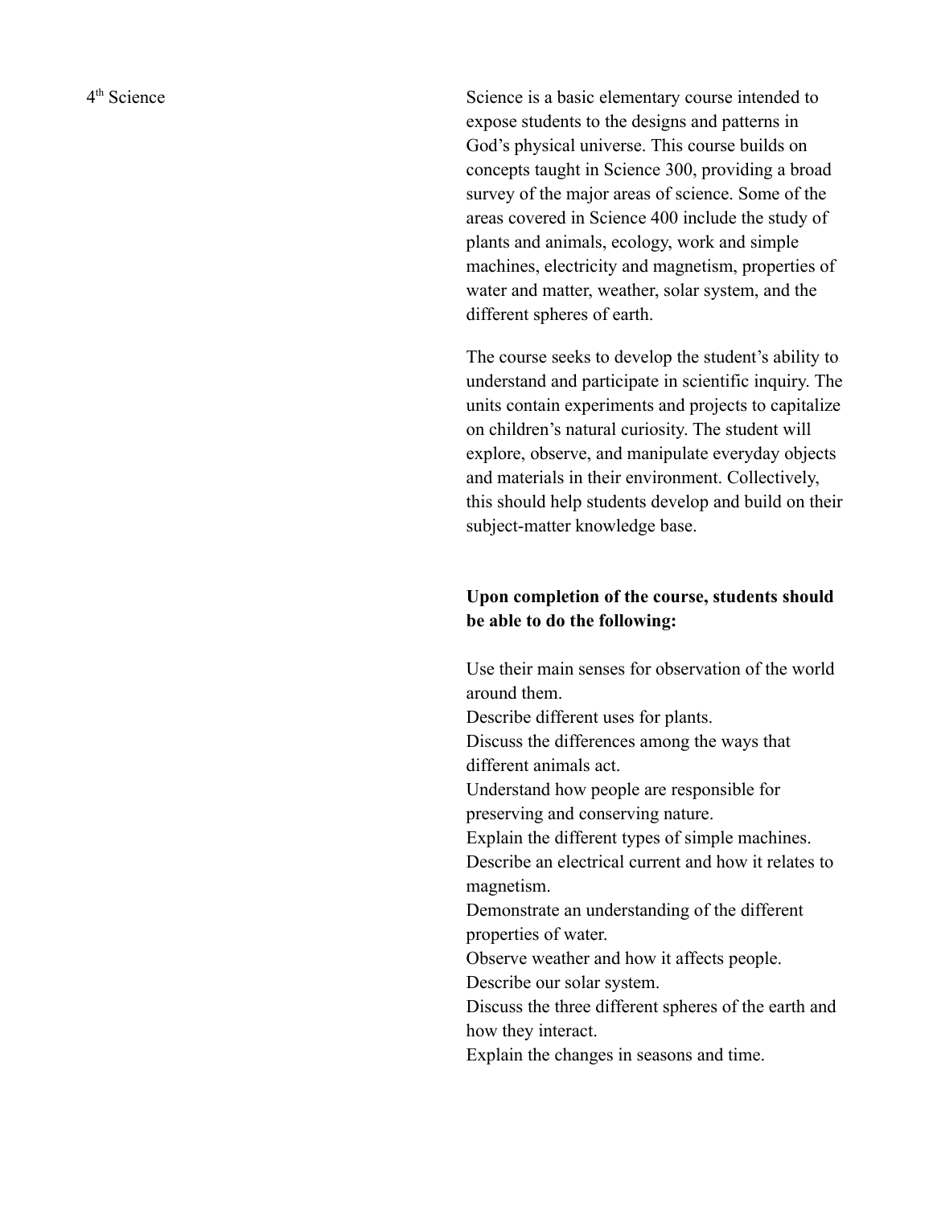4th Science

Science is a basic elementary course intended to expose students to the designs and patterns in God's physical universe. This course builds on concepts taught in Science 300, providing a broad survey of the major areas of science. Some of the areas covered in Science 400 include the study of plants and animals, ecology, work and simple machines, electricity and magnetism, properties of water and matter, weather, solar system, and the different spheres of earth.

The course seeks to develop the student's ability to understand and participate in scientific inquiry. The units contain experiments and projects to capitalize on children's natural curiosity. The student will explore, observe, and manipulate everyday objects and materials in their environment. Collectively, this should help students develop and build on their subject-matter knowledge base.

**Upon completion of the course, students should be able to do the following:**

Use their main senses for observation of the world around them.
Describe different uses for plants.
Discuss the differences among the ways that different animals act.
Understand how people are responsible for preserving and conserving nature.
Explain the different types of simple machines.
Describe an electrical current and how it relates to magnetism.
Demonstrate an understanding of the different properties of water.
Observe weather and how it affects people.
Describe our solar system.
Discuss the three different spheres of the earth and how they interact.
Explain the changes in seasons and time.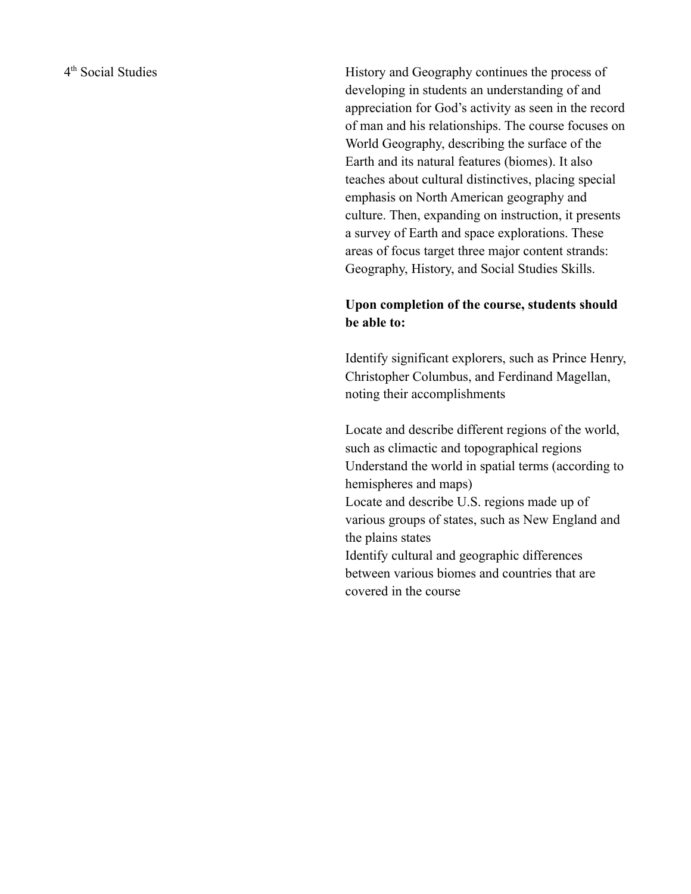4th Social Studies

History and Geography continues the process of developing in students an understanding of and appreciation for God's activity as seen in the record of man and his relationships. The course focuses on World Geography, describing the surface of the Earth and its natural features (biomes). It also teaches about cultural distinctives, placing special emphasis on North American geography and culture. Then, expanding on instruction, it presents a survey of Earth and space explorations. These areas of focus target three major content strands: Geography, History, and Social Studies Skills.

**Upon completion of the course, students should be able to:**

Identify significant explorers, such as Prince Henry, Christopher Columbus, and Ferdinand Magellan, noting their accomplishments

Locate and describe different regions of the world, such as climactic and topographical regions
Understand the world in spatial terms (according to hemispheres and maps)
Locate and describe U.S. regions made up of various groups of states, such as New England and the plains states
Identify cultural and geographic differences between various biomes and countries that are covered in the course